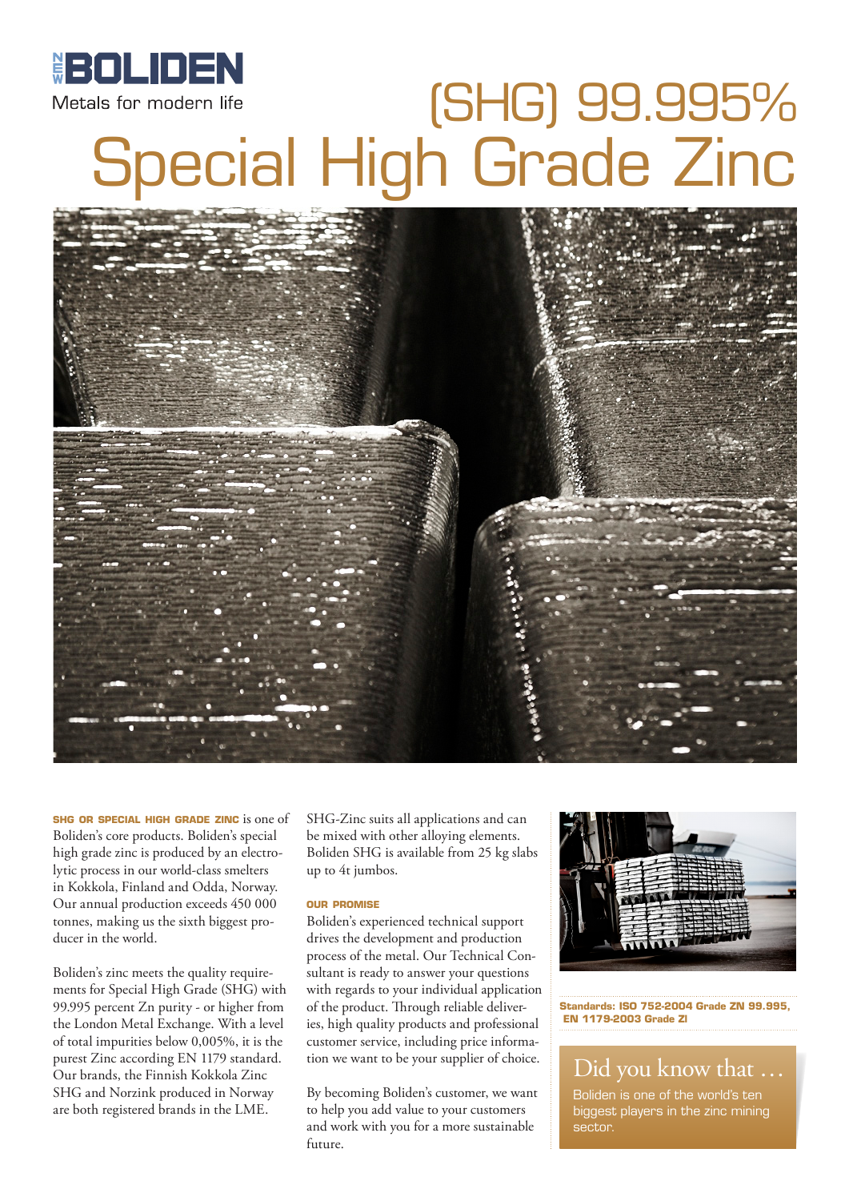**NEW BOLIDEN**

Metals for modern life

# (SHG) 99.995% Special High Grade Zinc

**SHG OR SPECIAL HIGH GRADE ZINC** is one of Boliden's core products. Boliden's special high grade zinc is produced by an electrolytic process in our world-class smelters in Kokkola, Finland and Odda, Norway. Our annual production exceeds 450 000 tonnes, making us the sixth biggest producer in the world.

Boliden's zinc meets the quality requirements for Special High Grade (SHG) with 99.995 percent Zn purity - or higher from the London Metal Exchange. With a level of total impurities below 0,005%, it is the purest Zinc according EN 1179 standard. Our brands, the Finnish Kokkola Zinc SHG and Norzink produced in Norway are both registered brands in the LME.

SHG-Zinc suits all applications and can be mixed with other alloying elements. Boliden SHG is available from 25 kg slabs up to 4t jumbos.

### OUR PROMISE

Boliden's experienced technical support drives the development and production process of the metal. Our Technical Consultant is ready to answer your questions with regards to your individual application of the product. Through reliable deliveries, high quality products and professional customer service, including price information we want to be your supplier of choice.

By becoming Boliden's customer, we want to help you add value to your customers and work with you for a more sustainable future.

**Standards: ISO 752-2004 Grade ZN 99.995, EN 1179-2003 Grade Z1**

## Did you know that …

Boliden is one of the world's ten biggest players in the zinc mining sector.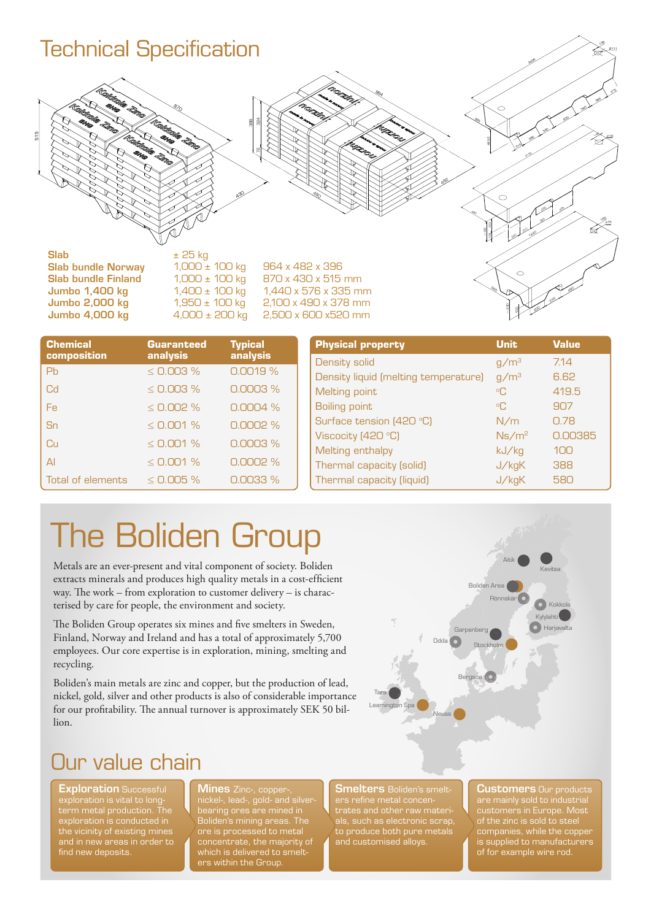# Technical Specification

| | | |
|---|---|---|
| **Slab** | ± 25 kg | |
| **Slab bundle Norway** | 1,000 ± 100 kg | 964 x 482 x 396 |
| **Slab bundle Finland** | 1,000 ± 100 kg | 870 x 430 x 515 mm |
| **Jumbo 1,400 kg** | 1,400 ± 100 kg | 1,440 x 576 x 335 mm |
| **Jumbo 2,000 kg** | 1,950 ± 100 kg | 2,100 x 490 x 378 mm |
| **Jumbo 4,000 kg** | 4,000 ± 200 kg | 2,500 x 600 x520 mm |

| Chemical composition | Guaranteed analysis | Typical analysis |
|---|---|---|
| Pb | ≤ 0.003 % | 0.0019 % |
| Cd | ≤ 0.003 % | 0.0003 % |
| Fe | ≤ 0.002 % | 0.0004 % |
| Sn | ≤ 0.001 % | 0.0002 % |
| Cu | ≤ 0.001 % | 0.0003 % |
| Al | ≤ 0.001 % | 0.0002 % |
| Total of elements | ≤ 0.005 % | 0.0033 % |

| Physical property | Unit | Value |
|---|---|---|
| Density solid | $g/m^3$ | 7.14 |
| Density liquid (melting temperature) | $g/m^3$ | 6.62 |
| Melting point | °C | 419.5 |
| Boiling point | °C | 907 |
| Surface tension (420 °C) | N/m | 0.78 |
| Viscocity (420 °C) | $Ns/m^2$ | 0.00385 |
| Melting enthalpy | kJ/kg | 100 |
| Thermal capacity (solid) | J/kgK | 388 |
| Thermal capacity (liquid) | J/kgK | 580 |

# The Boliden Group

Metals are an ever-present and vital component of society. Boliden extracts minerals and produces high quality metals in a cost-efficient way. The work – from exploration to customer delivery – is characterised by care for people, the environment and society.

The Boliden Group operates six mines and five smelters in Sweden, Finland, Norway and Ireland and has a total of approximately 5,700 employees. Our core expertise is in exploration, mining, smelting and recycling.

Boliden's main metals are zinc and copper, but the production of lead, nickel, gold, silver and other products is also of considerable importance for our profitability. The annual turnover is approximately SEK 50 billion.

Aitik
Kevitsa
Boliden Area
Rönnskär
Kokkola
Kylylahti
Harjavalta
Garpenberg
Odda
Stockholm
Bergsöe
Tara
Leamington Spa
Neuss

## Our value chain

**Exploration** Successful exploration is vital to long-term metal production. The exploration is conducted in the vicinity of existing mines and in new areas in order to find new deposits.

**Mines** Zinc-, copper-, nickel-, lead-, gold- and silver-bearing ores are mined in Boliden's mining areas. The ore is processed to metal concentrate, the majority of which is delivered to smelters within the Group.

**Smelters** Boliden's smelters refine metal concentrates and other raw materials, such as electronic scrap, to produce both pure metals and customised alloys.

**Customers** Our products are mainly sold to industrial customers in Europe. Most of the zinc is sold to steel companies, while the copper is supplied to manufacturers of for example wire rod.